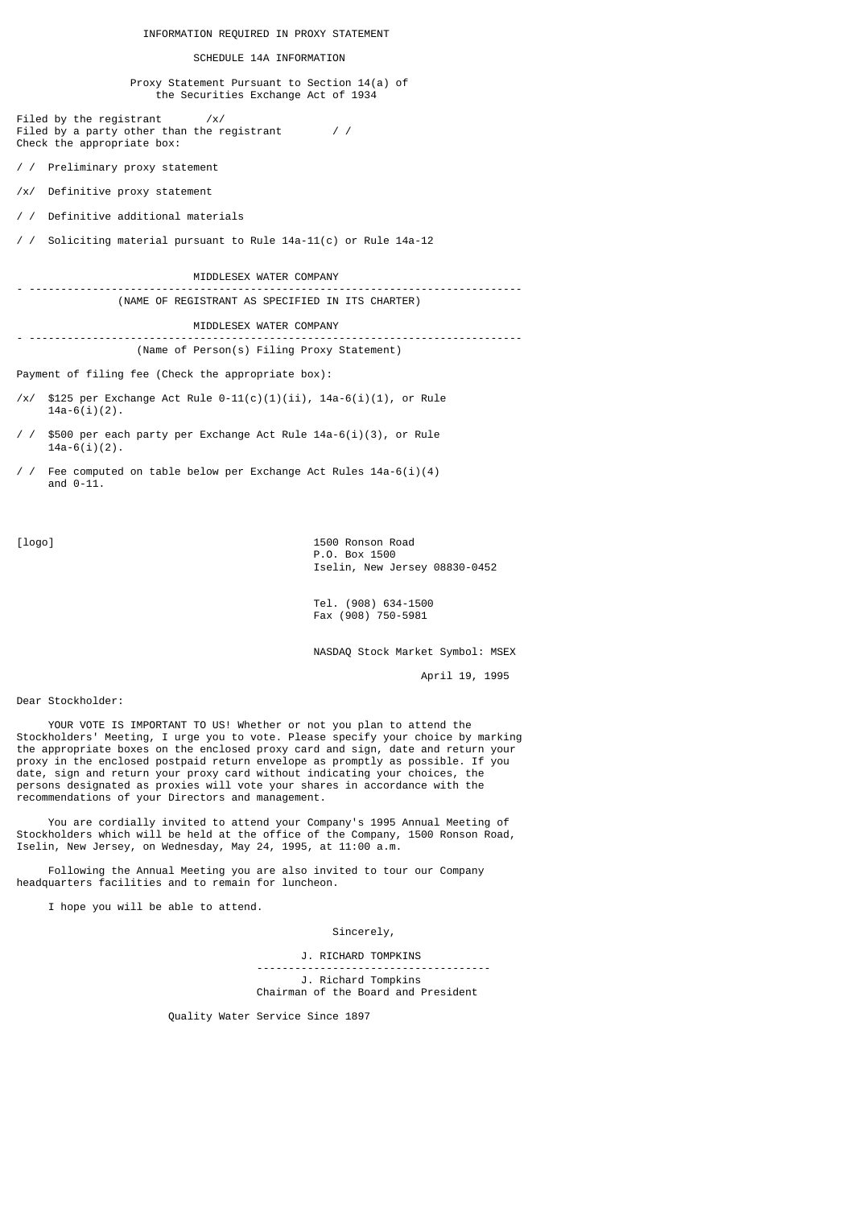INFORMATION REQUIRED IN PROXY STATEMENT

SCHEDULE 14A INFORMATION

Proxy Statement Pursuant to Section 14(a) of the Securities Exchange Act of 1934

Filed by the registrant /x/
Filed by a party other than the registrant / /
Check the appropriate box:

/ / Preliminary proxy statement

/x/ Definitive proxy statement

/ / Definitive additional materials

/ / Soliciting material pursuant to Rule 14a-11(c) or Rule 14a-12

MIDDLESEX WATER COMPANY

---

(NAME OF REGISTRANT AS SPECIFIED IN ITS CHARTER)

MIDDLESEX WATER COMPANY

---

(Name of Person(s) Filing Proxy Statement)

Payment of filing fee (Check the appropriate box):

/x/ $125 per Exchange Act Rule 0-11(c)(1)(ii), 14a-6(i)(1), or Rule 14a-6(i)(2).

/ / $500 per each party per Exchange Act Rule 14a-6(i)(3), or Rule 14a-6(i)(2).

/ / Fee computed on table below per Exchange Act Rules 14a-6(i)(4) and 0-11.

[logo]

1500 Ronson Road
P.O. Box 1500
Iselin, New Jersey 08830-0452

Tel. (908) 634-1500
Fax (908) 750-5981

NASDAQ Stock Market Symbol: MSEX

April 19, 1995

Dear Stockholder:

YOUR VOTE IS IMPORTANT TO US! Whether or not you plan to attend the Stockholders' Meeting, I urge you to vote. Please specify your choice by marking the appropriate boxes on the enclosed proxy card and sign, date and return your proxy in the enclosed postpaid return envelope as promptly as possible. If you date, sign and return your proxy card without indicating your choices, the persons designated as proxies will vote your shares in accordance with the recommendations of your Directors and management.

You are cordially invited to attend your Company's 1995 Annual Meeting of Stockholders which will be held at the office of the Company, 1500 Ronson Road, Iselin, New Jersey, on Wednesday, May 24, 1995, at 11:00 a.m.

Following the Annual Meeting you are also invited to tour our Company headquarters facilities and to remain for luncheon.

I hope you will be able to attend.

Sincerely,

J. RICHARD TOMPKINS

---

J. Richard Tompkins
Chairman of the Board and President

Quality Water Service Since 1897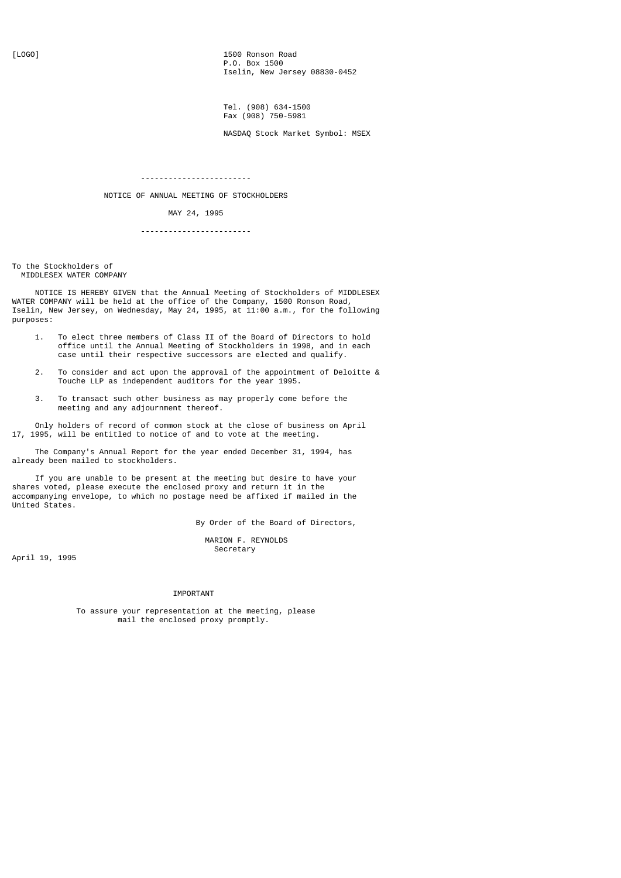[LOGO]

1500 Ronson Road
P.O. Box 1500
Iselin, New Jersey 08830-0452

Tel. (908) 634-1500
Fax (908) 750-5981

NASDAQ Stock Market Symbol: MSEX

---

## NOTICE OF ANNUAL MEETING OF STOCKHOLDERS

MAY 24, 1995

---

To the Stockholders of
MIDDLESEX WATER COMPANY

NOTICE IS HEREBY GIVEN that the Annual Meeting of Stockholders of MIDDLESEX WATER COMPANY will be held at the office of the Company, 1500 Ronson Road, Iselin, New Jersey, on Wednesday, May 24, 1995, at 11:00 a.m., for the following purposes:

1. To elect three members of Class II of the Board of Directors to hold office until the Annual Meeting of Stockholders in 1998, and in each case until their respective successors are elected and qualify.

2. To consider and act upon the approval of the appointment of Deloitte & Touche LLP as independent auditors for the year 1995.

3. To transact such other business as may properly come before the meeting and any adjournment thereof.

Only holders of record of common stock at the close of business on April 17, 1995, will be entitled to notice of and to vote at the meeting.

The Company's Annual Report for the year ended December 31, 1994, has already been mailed to stockholders.

If you are unable to be present at the meeting but desire to have your shares voted, please execute the enclosed proxy and return it in the accompanying envelope, to which no postage need be affixed if mailed in the United States.

By Order of the Board of Directors,

MARION F. REYNOLDS
Secretary

April 19, 1995

IMPORTANT

To assure your representation at the meeting, please mail the enclosed proxy promptly.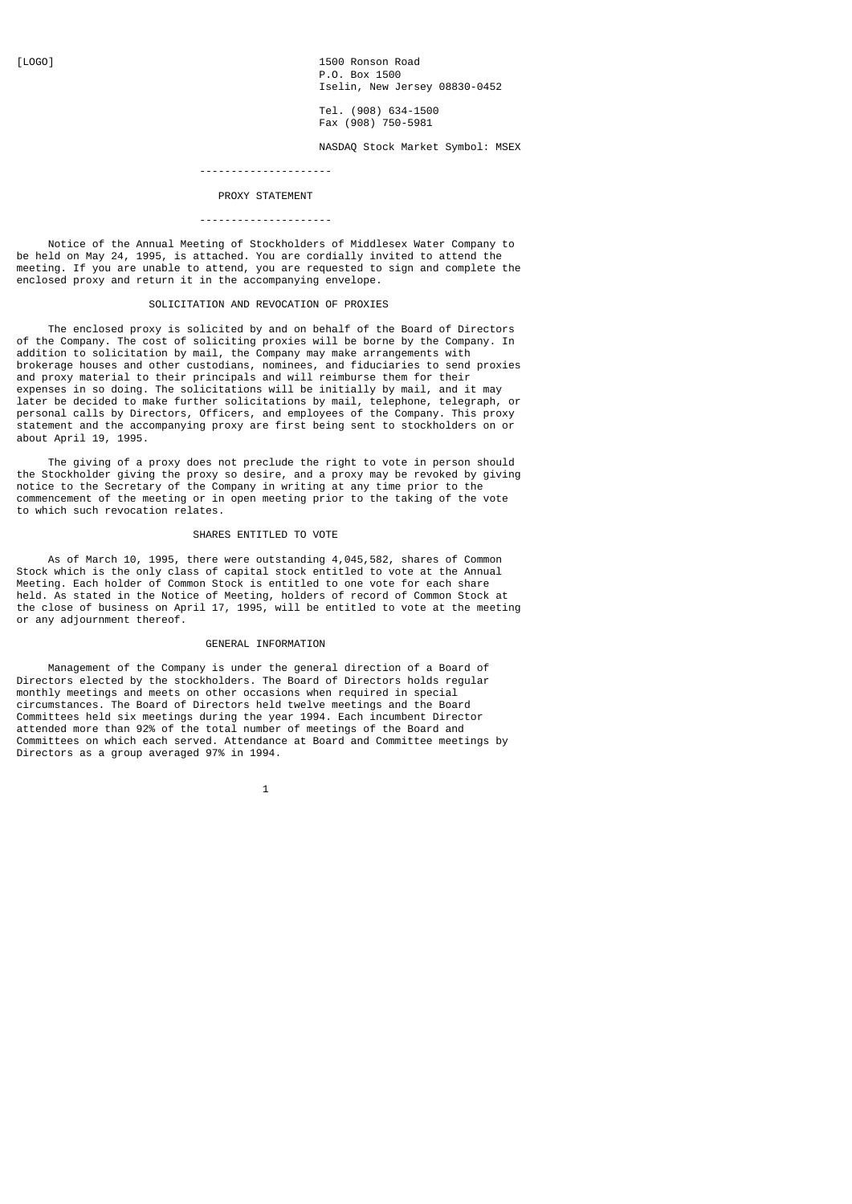[LOGO]

1500 Ronson Road
P.O. Box 1500
Iselin, New Jersey 08830-0452

Tel. (908) 634-1500
Fax (908) 750-5981

NASDAQ Stock Market Symbol: MSEX

---

# PROXY STATEMENT

---

Notice of the Annual Meeting of Stockholders of Middlesex Water Company to be held on May 24, 1995, is attached. You are cordially invited to attend the meeting. If you are unable to attend, you are requested to sign and complete the enclosed proxy and return it in the accompanying envelope.

## SOLICITATION AND REVOCATION OF PROXIES

The enclosed proxy is solicited by and on behalf of the Board of Directors of the Company. The cost of soliciting proxies will be borne by the Company. In addition to solicitation by mail, the Company may make arrangements with brokerage houses and other custodians, nominees, and fiduciaries to send proxies and proxy material to their principals and will reimburse them for their expenses in so doing. The solicitations will be initially by mail, and it may later be decided to make further solicitations by mail, telephone, telegraph, or personal calls by Directors, Officers, and employees of the Company. This proxy statement and the accompanying proxy are first being sent to stockholders on or about April 19, 1995.

The giving of a proxy does not preclude the right to vote in person should the Stockholder giving the proxy so desire, and a proxy may be revoked by giving notice to the Secretary of the Company in writing at any time prior to the commencement of the meeting or in open meeting prior to the taking of the vote to which such revocation relates.

## SHARES ENTITLED TO VOTE

As of March 10, 1995, there were outstanding 4,045,582, shares of Common Stock which is the only class of capital stock entitled to vote at the Annual Meeting. Each holder of Common Stock is entitled to one vote for each share held. As stated in the Notice of Meeting, holders of record of Common Stock at the close of business on April 17, 1995, will be entitled to vote at the meeting or any adjournment thereof.

## GENERAL INFORMATION

Management of the Company is under the general direction of a Board of Directors elected by the stockholders. The Board of Directors holds regular monthly meetings and meets on other occasions when required in special circumstances. The Board of Directors held twelve meetings and the Board Committees held six meetings during the year 1994. Each incumbent Director attended more than 92% of the total number of meetings of the Board and Committees on which each served. Attendance at Board and Committee meetings by Directors as a group averaged 97% in 1994.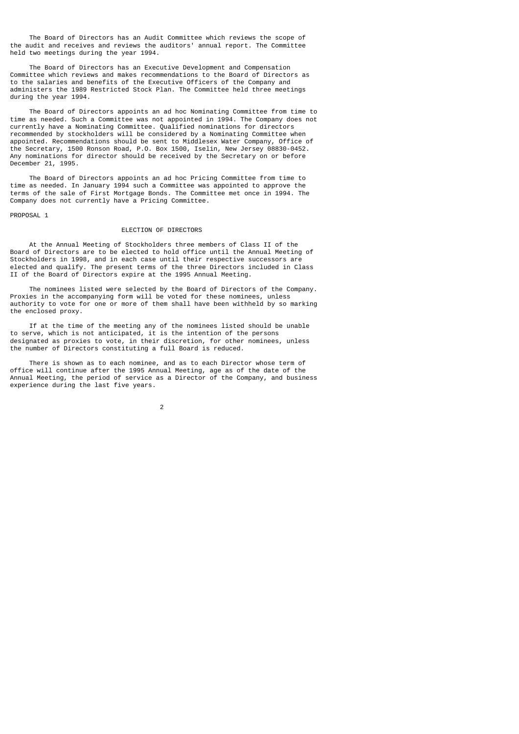The Board of Directors has an Audit Committee which reviews the scope of the audit and receives and reviews the auditors' annual report. The Committee held two meetings during the year 1994.

The Board of Directors has an Executive Development and Compensation Committee which reviews and makes recommendations to the Board of Directors as to the salaries and benefits of the Executive Officers of the Company and administers the 1989 Restricted Stock Plan. The Committee held three meetings during the year 1994.

The Board of Directors appoints an ad hoc Nominating Committee from time to time as needed. Such a Committee was not appointed in 1994. The Company does not currently have a Nominating Committee. Qualified nominations for directors recommended by stockholders will be considered by a Nominating Committee when appointed. Recommendations should be sent to Middlesex Water Company, Office of the Secretary, 1500 Ronson Road, P.O. Box 1500, Iselin, New Jersey 08830-0452. Any nominations for director should be received by the Secretary on or before December 21, 1995.

The Board of Directors appoints an ad hoc Pricing Committee from time to time as needed. In January 1994 such a Committee was appointed to approve the terms of the sale of First Mortgage Bonds. The Committee met once in 1994. The Company does not currently have a Pricing Committee.

PROPOSAL 1

## ELECTION OF DIRECTORS

At the Annual Meeting of Stockholders three members of Class II of the Board of Directors are to be elected to hold office until the Annual Meeting of Stockholders in 1998, and in each case until their respective successors are elected and qualify. The present terms of the three Directors included in Class II of the Board of Directors expire at the 1995 Annual Meeting.

The nominees listed were selected by the Board of Directors of the Company. Proxies in the accompanying form will be voted for these nominees, unless authority to vote for one or more of them shall have been withheld by so marking the enclosed proxy.

If at the time of the meeting any of the nominees listed should be unable to serve, which is not anticipated, it is the intention of the persons designated as proxies to vote, in their discretion, for other nominees, unless the number of Directors constituting a full Board is reduced.

There is shown as to each nominee, and as to each Director whose term of office will continue after the 1995 Annual Meeting, age as of the date of the Annual Meeting, the period of service as a Director of the Company, and business experience during the last five years.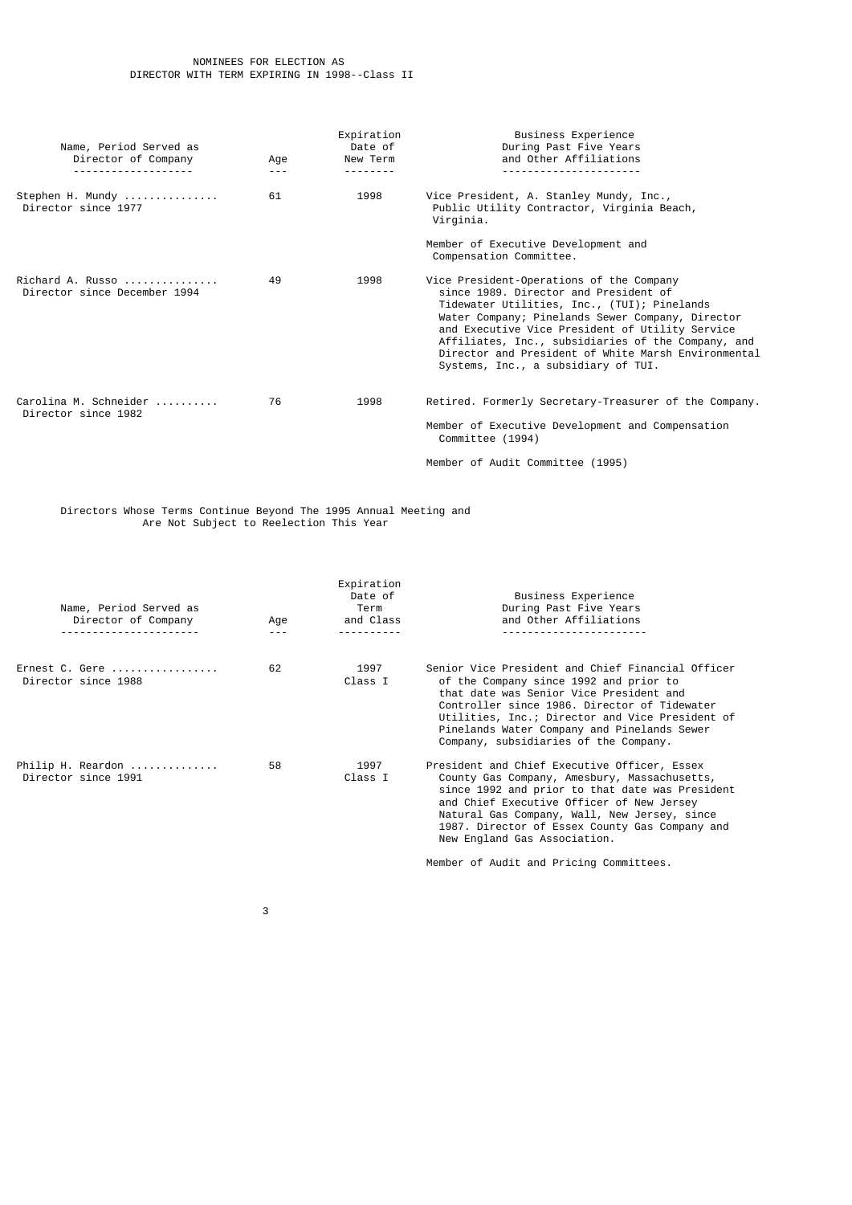## NOMINEES FOR ELECTION AS DIRECTOR WITH TERM EXPIRING IN 1998--Class II

| Name, Period Served as Director of Company | Age | Expiration Date of New Term | Business Experience During Past Five Years and Other Affiliations |
|---|---|---|---|
| Stephen H. Mundy ............... Director since 1977 | 61 | 1998 | Vice President, A. Stanley Mundy, Inc., Public Utility Contractor, Virginia Beach, Virginia.<br><br>Member of Executive Development and Compensation Committee. |
| Richard A. Russo ............... Director since December 1994 | 49 | 1998 | Vice President-Operations of the Company since 1989. Director and President of Tidewater Utilities, Inc., (TUI); Pinelands Water Company; Pinelands Sewer Company, Director and Executive Vice President of Utility Service Affiliates, Inc., subsidiaries of the Company, and Director and President of White Marsh Environmental Systems, Inc., a subsidiary of TUI. |
| Carolina M. Schneider .......... Director since 1982 | 76 | 1998 | Retired. Formerly Secretary-Treasurer of the Company.<br><br>Member of Executive Development and Compensation Committee (1994)<br><br>Member of Audit Committee (1995) |

## Directors Whose Terms Continue Beyond The 1995 Annual Meeting and Are Not Subject to Reelection This Year

| Name, Period Served as Director of Company | Age | Expiration Date of Term and Class | Business Experience During Past Five Years and Other Affiliations |
|---|---|---|---|
| Ernest C. Gere ................. Director since 1988 | 62 | 1997 Class I | Senior Vice President and Chief Financial Officer of the Company since 1992 and prior to that date was Senior Vice President and Controller since 1986. Director of Tidewater Utilities, Inc.; Director and Vice President of Pinelands Water Company and Pinelands Sewer Company, subsidiaries of the Company. |
| Philip H. Reardon ............. Director since 1991 | 58 | 1997 Class I | President and Chief Executive Officer, Essex County Gas Company, Amesbury, Massachusetts, since 1992 and prior to that date was President and Chief Executive Officer of New Jersey Natural Gas Company, Wall, New Jersey, since 1987. Director of Essex County Gas Company and New England Gas Association.<br><br>Member of Audit and Pricing Committees. |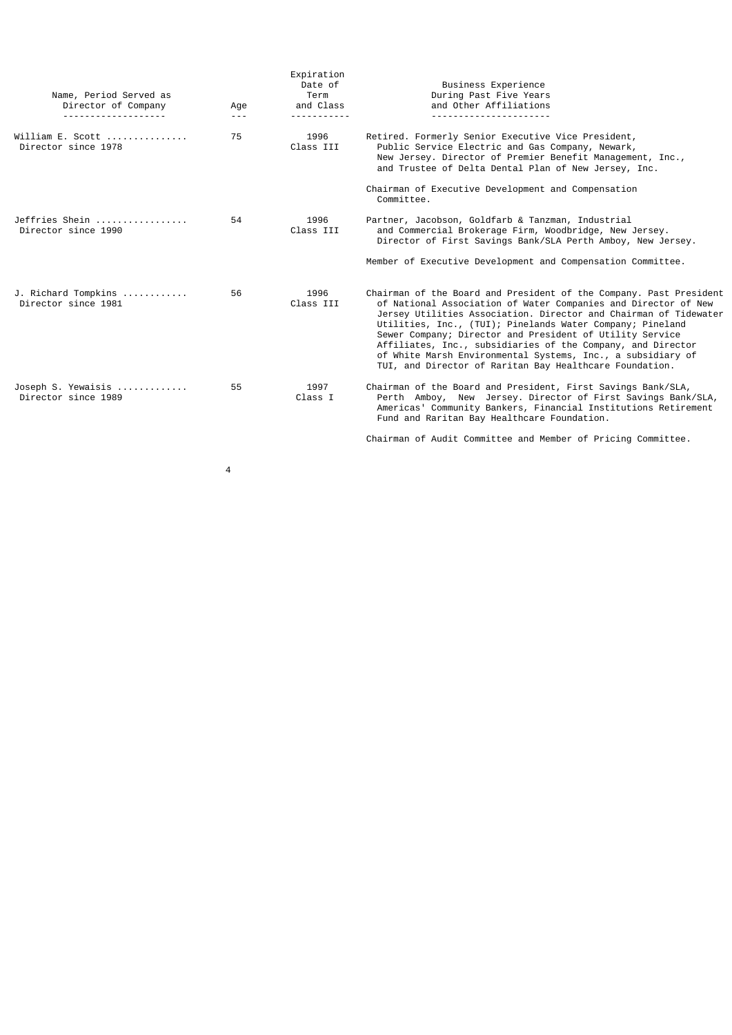| Name, Period Served as Director of Company | Age | Expiration Date of Term and Class | Business Experience During Past Five Years and Other Affiliations |
|---|---|---|---|
| William E. Scott ............... Director since 1978 | 75 | 1996 Class III | Retired. Formerly Senior Executive Vice President, Public Service Electric and Gas Company, Newark, New Jersey. Director of Premier Benefit Management, Inc., and Trustee of Delta Dental Plan of New Jersey, Inc.<br><br>Chairman of Executive Development and Compensation Committee. |
| Jeffries Shein ................. Director since 1990 | 54 | 1996 Class III | Partner, Jacobson, Goldfarb & Tanzman, Industrial and Commercial Brokerage Firm, Woodbridge, New Jersey. Director of First Savings Bank/SLA Perth Amboy, New Jersey.<br><br>Member of Executive Development and Compensation Committee. |
| J. Richard Tompkins ............ Director since 1981 | 56 | 1996 Class III | Chairman of the Board and President of the Company. Past President of National Association of Water Companies and Director of New Jersey Utilities Association. Director and Chairman of Tidewater Utilities, Inc., (TUI); Pinelands Water Company; Pineland Sewer Company; Director and President of Utility Service Affiliates, Inc., subsidiaries of the Company, and Director of White Marsh Environmental Systems, Inc., a subsidiary of TUI, and Director of Raritan Bay Healthcare Foundation. |
| Joseph S. Yewaisis ............. Director since 1989 | 55 | 1997 Class I | Chairman of the Board and President, First Savings Bank/SLA, Perth Amboy, New Jersey. Director of First Savings Bank/SLA, Americas' Community Bankers, Financial Institutions Retirement Fund and Raritan Bay Healthcare Foundation.<br><br>Chairman of Audit Committee and Member of Pricing Committee. |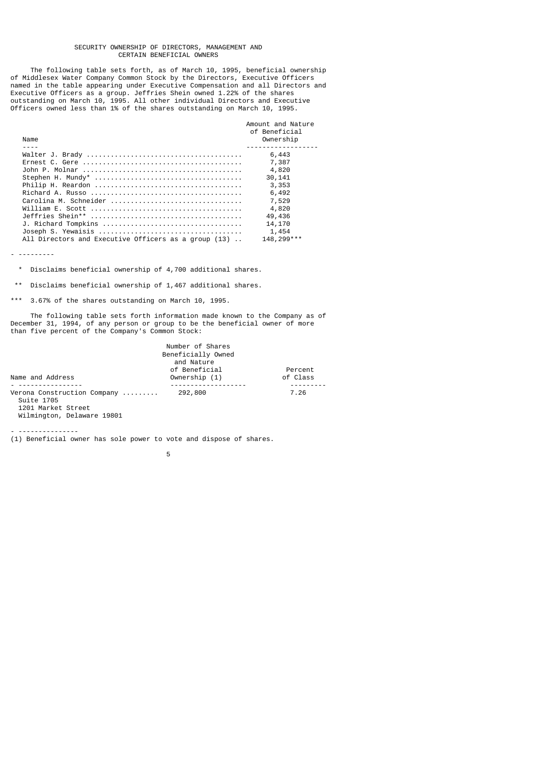## SECURITY OWNERSHIP OF DIRECTORS, MANAGEMENT AND CERTAIN BENEFICIAL OWNERS

The following table sets forth, as of March 10, 1995, beneficial ownership of Middlesex Water Company Common Stock by the Directors, Executive Officers named in the table appearing under Executive Compensation and all Directors and Executive Officers as a group. Jeffries Shein owned 1.22% of the shares outstanding on March 10, 1995. All other individual Directors and Executive Officers owned less than 1% of the shares outstanding on March 10, 1995.

| Name | Amount and Nature of Beneficial Ownership |
|---|---|
| Walter J. Brady | 6,443 |
| Ernest C. Gere | 7,387 |
| John P. Molnar | 4,820 |
| Stephen H. Mundy* | 30,141 |
| Philip H. Reardon | 3,353 |
| Richard A. Russo | 6,492 |
| Carolina M. Schneider | 7,529 |
| William E. Scott | 4,820 |
| Jeffries Shein** | 49,436 |
| J. Richard Tompkins | 14,170 |
| Joseph S. Yewaisis | 1,454 |
| All Directors and Executive Officers as a group (13) | 148,299*** |

---

\* Disclaims beneficial ownership of 4,700 additional shares.

\*\* Disclaims beneficial ownership of 1,467 additional shares.

\*\*\* 3.67% of the shares outstanding on March 10, 1995.

The following table sets forth information made known to the Company as of December 31, 1994, of any person or group to be the beneficial owner of more than five percent of the Company's Common Stock:

| Name and Address | Number of Shares Beneficially Owned and Nature of Beneficial Ownership (1) | Percent of Class |
|---|---|---|
| Verona Construction Company<br>Suite 1705<br>1201 Market Street<br>Wilmington, Delaware 19801 | 292,800 | 7.26 |

---

(1) Beneficial owner has sole power to vote and dispose of shares.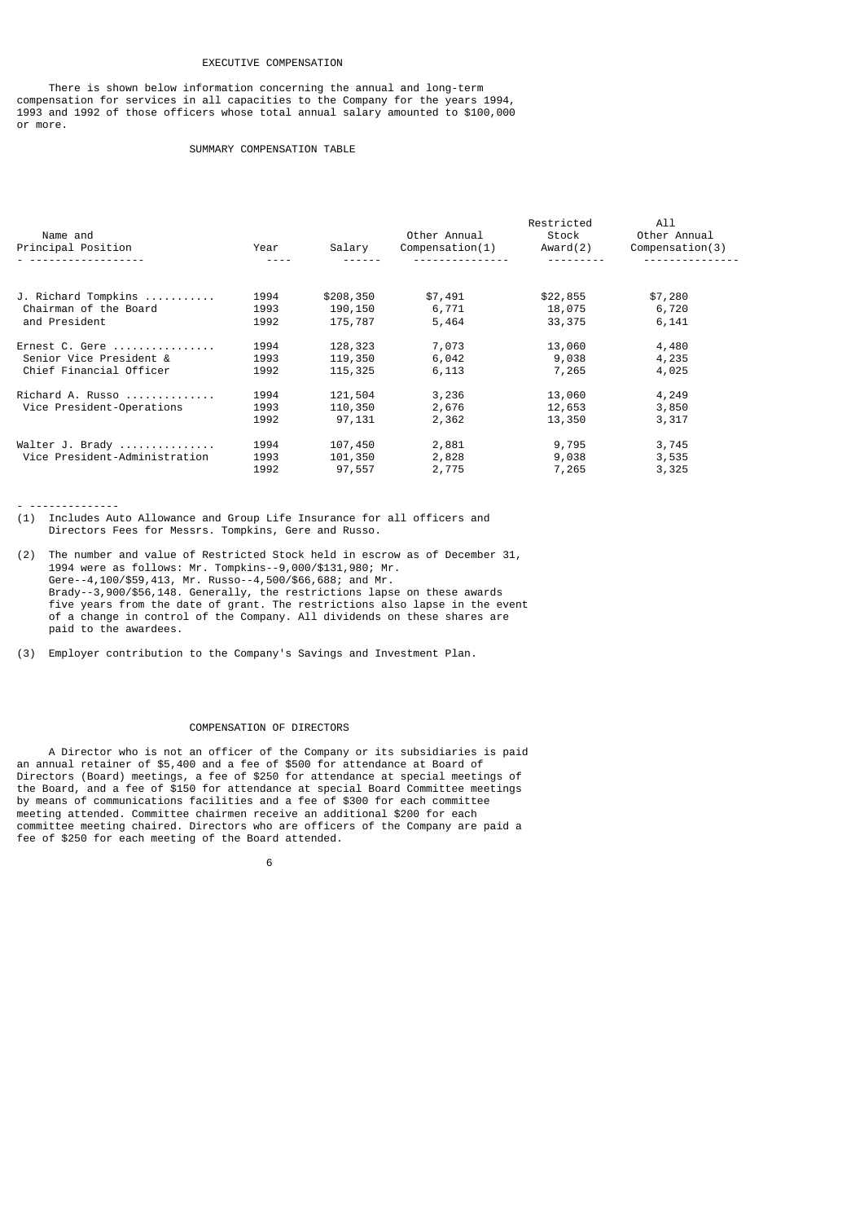## EXECUTIVE COMPENSATION

There is shown below information concerning the annual and long-term compensation for services in all capacities to the Company for the years 1994, 1993 and 1992 of those officers whose total annual salary amounted to $100,000 or more.

### SUMMARY COMPENSATION TABLE

| Name and Principal Position | Year | Salary | Other Annual Compensation(1) | Restricted Stock Award(2) | All Other Annual Compensation(3) |
|---|---|---|---|---|---|
| J. Richard Tompkins .......... | 1994 | $208,350 | $7,491 | $22,855 | $7,280 |
| Chairman of the Board | 1993 | 190,150 | 6,771 | 18,075 | 6,720 |
| and President | 1992 | 175,787 | 5,464 | 33,375 | 6,141 |
| Ernest C. Gere ................ | 1994 | 128,323 | 7,073 | 13,060 | 4,480 |
| Senior Vice President & | 1993 | 119,350 | 6,042 | 9,038 | 4,235 |
| Chief Financial Officer | 1992 | 115,325 | 6,113 | 7,265 | 4,025 |
| Richard A. Russo ............. | 1994 | 121,504 | 3,236 | 13,060 | 4,249 |
| Vice President-Operations | 1993 | 110,350 | 2,676 | 12,653 | 3,850 |
| | 1992 | 97,131 | 2,362 | 13,350 | 3,317 |
| Walter J. Brady ............... | 1994 | 107,450 | 2,881 | 9,795 | 3,745 |
| Vice President-Administration | 1993 | 101,350 | 2,828 | 9,038 | 3,535 |
| | 1992 | 97,557 | 2,775 | 7,265 | 3,325 |

- --------------

(1) Includes Auto Allowance and Group Life Insurance for all officers and Directors Fees for Messrs. Tompkins, Gere and Russo.

(2) The number and value of Restricted Stock held in escrow as of December 31, 1994 were as follows: Mr. Tompkins--9,000/$131,980; Mr. Gere--4,100/$59,413, Mr. Russo--4,500/$66,688; and Mr. Brady--3,900/$56,148. Generally, the restrictions lapse on these awards five years from the date of grant. The restrictions also lapse in the event of a change in control of the Company. All dividends on these shares are paid to the awardees.

(3) Employer contribution to the Company's Savings and Investment Plan.

## COMPENSATION OF DIRECTORS

A Director who is not an officer of the Company or its subsidiaries is paid an annual retainer of $5,400 and a fee of $500 for attendance at Board of Directors (Board) meetings, a fee of $250 for attendance at special meetings of the Board, and a fee of $150 for attendance at special Board Committee meetings by means of communications facilities and a fee of $300 for each committee meeting attended. Committee chairmen receive an additional $200 for each committee meeting chaired. Directors who are officers of the Company are paid a fee of $250 for each meeting of the Board attended.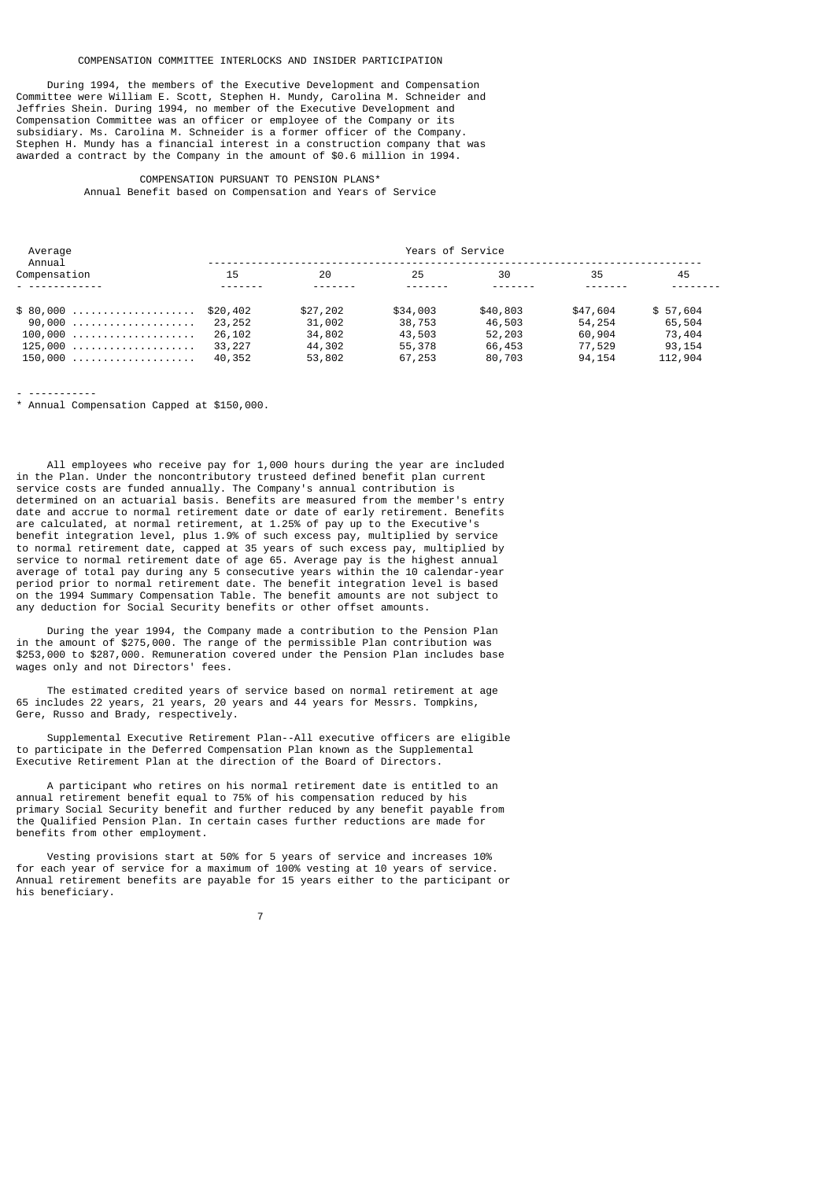### COMPENSATION COMMITTEE INTERLOCKS AND INSIDER PARTICIPATION

During 1994, the members of the Executive Development and Compensation Committee were William E. Scott, Stephen H. Mundy, Carolina M. Schneider and Jeffries Shein. During 1994, no member of the Executive Development and Compensation Committee was an officer or employee of the Company or its subsidiary. Ms. Carolina M. Schneider is a former officer of the Company. Stephen H. Mundy has a financial interest in a construction company that was awarded a contract by the Company in the amount of $0.6 million in 1994.

### COMPENSATION PURSUANT TO PENSION PLANS*

Annual Benefit based on Compensation and Years of Service

| Average Annual Compensation | Years of Service | | | | | |
|---|---|---|---|---|---|---|
| | 15 | 20 | 25 | 30 | 35 | 45 |
| $ 80,000 | $20,402 | $27,202 | $34,003 | $40,803 | $47,604 | $ 57,604 |
| 90,000 | 23,252 | 31,002 | 38,753 | 46,503 | 54,254 | 65,504 |
| 100,000 | 26,102 | 34,802 | 43,503 | 52,203 | 60,904 | 73,404 |
| 125,000 | 33,227 | 44,302 | 55,378 | 66,453 | 77,529 | 93,154 |
| 150,000 | 40,352 | 53,802 | 67,253 | 80,703 | 94,154 | 112,904 |

\* Annual Compensation Capped at $150,000.

All employees who receive pay for 1,000 hours during the year are included in the Plan. Under the noncontributory trusteed defined benefit plan current service costs are funded annually. The Company's annual contribution is determined on an actuarial basis. Benefits are measured from the member's entry date and accrue to normal retirement date or date of early retirement. Benefits are calculated, at normal retirement, at 1.25% of pay up to the Executive's benefit integration level, plus 1.9% of such excess pay, multiplied by service to normal retirement date, capped at 35 years of such excess pay, multiplied by service to normal retirement date of age 65. Average pay is the highest annual average of total pay during any 5 consecutive years within the 10 calendar-year period prior to normal retirement date. The benefit integration level is based on the 1994 Summary Compensation Table. The benefit amounts are not subject to any deduction for Social Security benefits or other offset amounts.

During the year 1994, the Company made a contribution to the Pension Plan in the amount of $275,000. The range of the permissible Plan contribution was $253,000 to $287,000. Remuneration covered under the Pension Plan includes base wages only and not Directors' fees.

The estimated credited years of service based on normal retirement at age 65 includes 22 years, 21 years, 20 years and 44 years for Messrs. Tompkins, Gere, Russo and Brady, respectively.

Supplemental Executive Retirement Plan--All executive officers are eligible to participate in the Deferred Compensation Plan known as the Supplemental Executive Retirement Plan at the direction of the Board of Directors.

A participant who retires on his normal retirement date is entitled to an annual retirement benefit equal to 75% of his compensation reduced by his primary Social Security benefit and further reduced by any benefit payable from the Qualified Pension Plan. In certain cases further reductions are made for benefits from other employment.

Vesting provisions start at 50% for 5 years of service and increases 10% for each year of service for a maximum of 100% vesting at 10 years of service. Annual retirement benefits are payable for 15 years either to the participant or his beneficiary.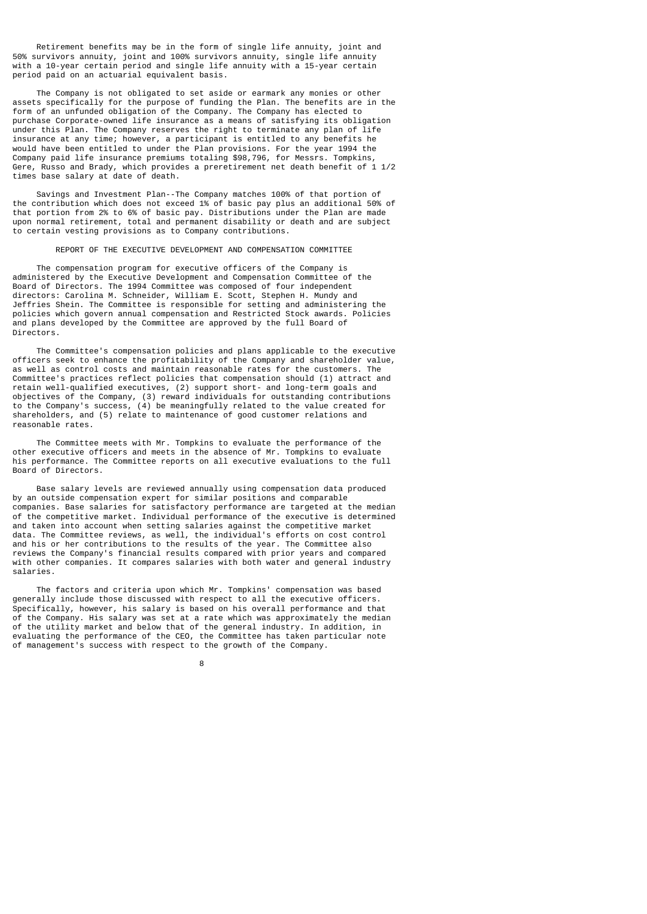Retirement benefits may be in the form of single life annuity, joint and 50% survivors annuity, joint and 100% survivors annuity, single life annuity with a 10-year certain period and single life annuity with a 15-year certain period paid on an actuarial equivalent basis.

The Company is not obligated to set aside or earmark any monies or other assets specifically for the purpose of funding the Plan. The benefits are in the form of an unfunded obligation of the Company. The Company has elected to purchase Corporate-owned life insurance as a means of satisfying its obligation under this Plan. The Company reserves the right to terminate any plan of life insurance at any time; however, a participant is entitled to any benefits he would have been entitled to under the Plan provisions. For the year 1994 the Company paid life insurance premiums totaling $98,796, for Messrs. Tompkins, Gere, Russo and Brady, which provides a preretirement net death benefit of 1 1/2 times base salary at date of death.

Savings and Investment Plan--The Company matches 100% of that portion of the contribution which does not exceed 1% of basic pay plus an additional 50% of that portion from 2% to 6% of basic pay. Distributions under the Plan are made upon normal retirement, total and permanent disability or death and are subject to certain vesting provisions as to Company contributions.

## REPORT OF THE EXECUTIVE DEVELOPMENT AND COMPENSATION COMMITTEE

The compensation program for executive officers of the Company is administered by the Executive Development and Compensation Committee of the Board of Directors. The 1994 Committee was composed of four independent directors: Carolina M. Schneider, William E. Scott, Stephen H. Mundy and Jeffries Shein. The Committee is responsible for setting and administering the policies which govern annual compensation and Restricted Stock awards. Policies and plans developed by the Committee are approved by the full Board of Directors.

The Committee's compensation policies and plans applicable to the executive officers seek to enhance the profitability of the Company and shareholder value, as well as control costs and maintain reasonable rates for the customers. The Committee's practices reflect policies that compensation should (1) attract and retain well-qualified executives, (2) support short- and long-term goals and objectives of the Company, (3) reward individuals for outstanding contributions to the Company's success, (4) be meaningfully related to the value created for shareholders, and (5) relate to maintenance of good customer relations and reasonable rates.

The Committee meets with Mr. Tompkins to evaluate the performance of the other executive officers and meets in the absence of Mr. Tompkins to evaluate his performance. The Committee reports on all executive evaluations to the full Board of Directors.

Base salary levels are reviewed annually using compensation data produced by an outside compensation expert for similar positions and comparable companies. Base salaries for satisfactory performance are targeted at the median of the competitive market. Individual performance of the executive is determined and taken into account when setting salaries against the competitive market data. The Committee reviews, as well, the individual's efforts on cost control and his or her contributions to the results of the year. The Committee also reviews the Company's financial results compared with prior years and compared with other companies. It compares salaries with both water and general industry salaries.

The factors and criteria upon which Mr. Tompkins' compensation was based generally include those discussed with respect to all the executive officers. Specifically, however, his salary is based on his overall performance and that of the Company. His salary was set at a rate which was approximately the median of the utility market and below that of the general industry. In addition, in evaluating the performance of the CEO, the Committee has taken particular note of management's success with respect to the growth of the Company.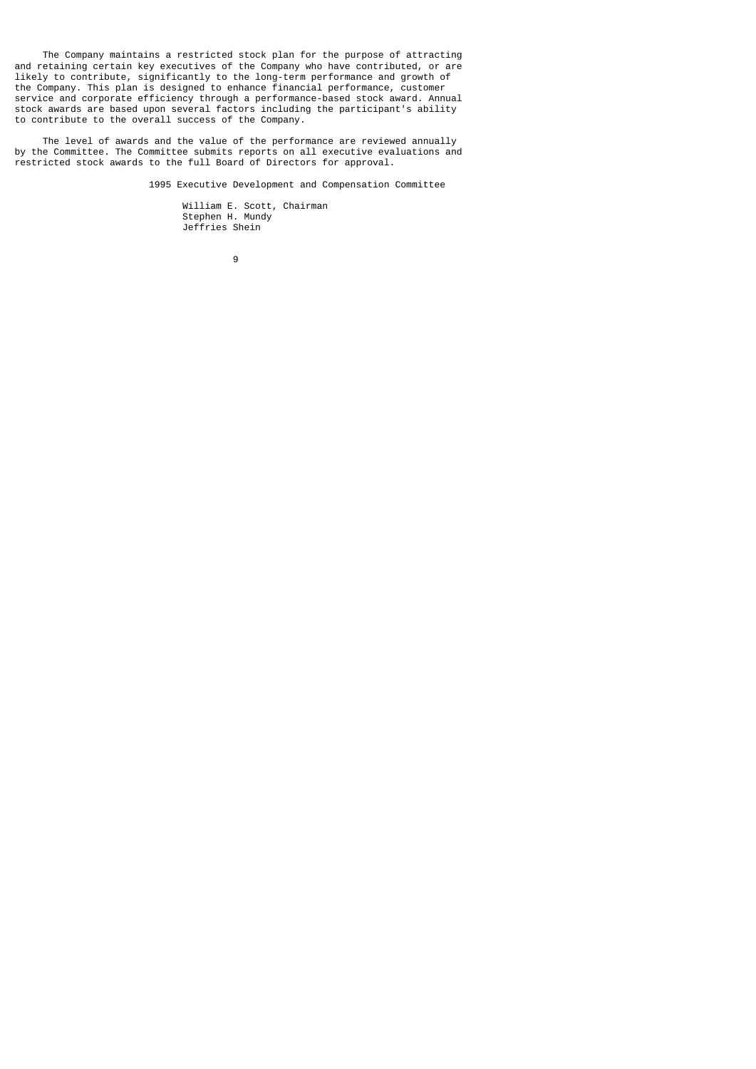The Company maintains a restricted stock plan for the purpose of attracting and retaining certain key executives of the Company who have contributed, or are likely to contribute, significantly to the long-term performance and growth of the Company. This plan is designed to enhance financial performance, customer service and corporate efficiency through a performance-based stock award. Annual stock awards are based upon several factors including the participant's ability to contribute to the overall success of the Company.

The level of awards and the value of the performance are reviewed annually by the Committee. The Committee submits reports on all executive evaluations and restricted stock awards to the full Board of Directors for approval.

1995 Executive Development and Compensation Committee

William E. Scott, Chairman
Stephen H. Mundy
Jeffries Shein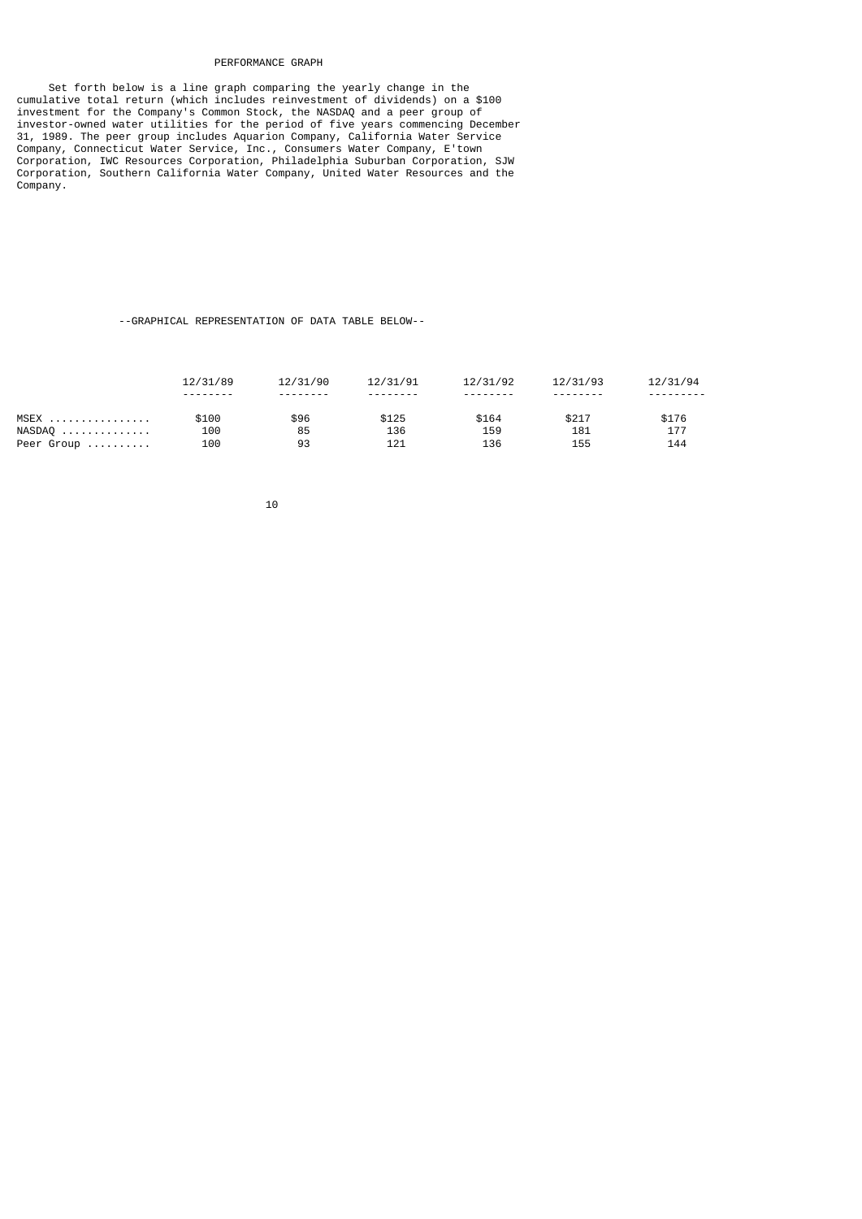# PERFORMANCE GRAPH

Set forth below is a line graph comparing the yearly change in the cumulative total return (which includes reinvestment of dividends) on a $100 investment for the Company's Common Stock, the NASDAQ and a peer group of investor-owned water utilities for the period of five years commencing December 31, 1989. The peer group includes Aquarion Company, California Water Service Company, Connecticut Water Service, Inc., Consumers Water Company, E'town Corporation, IWC Resources Corporation, Philadelphia Suburban Corporation, SJW Corporation, Southern California Water Company, United Water Resources and the Company.

--GRAPHICAL REPRESENTATION OF DATA TABLE BELOW--

| | 12/31/89 | 12/31/90 | 12/31/91 | 12/31/92 | 12/31/93 | 12/31/94 |
|---|---|---|---|---|---|---|
| MSEX | $100 | $96 | $125 | $164 | $217 | $176 |
| NASDAQ | 100 | 85 | 136 | 159 | 181 | 177 |
| Peer Group | 100 | 93 | 121 | 136 | 155 | 144 |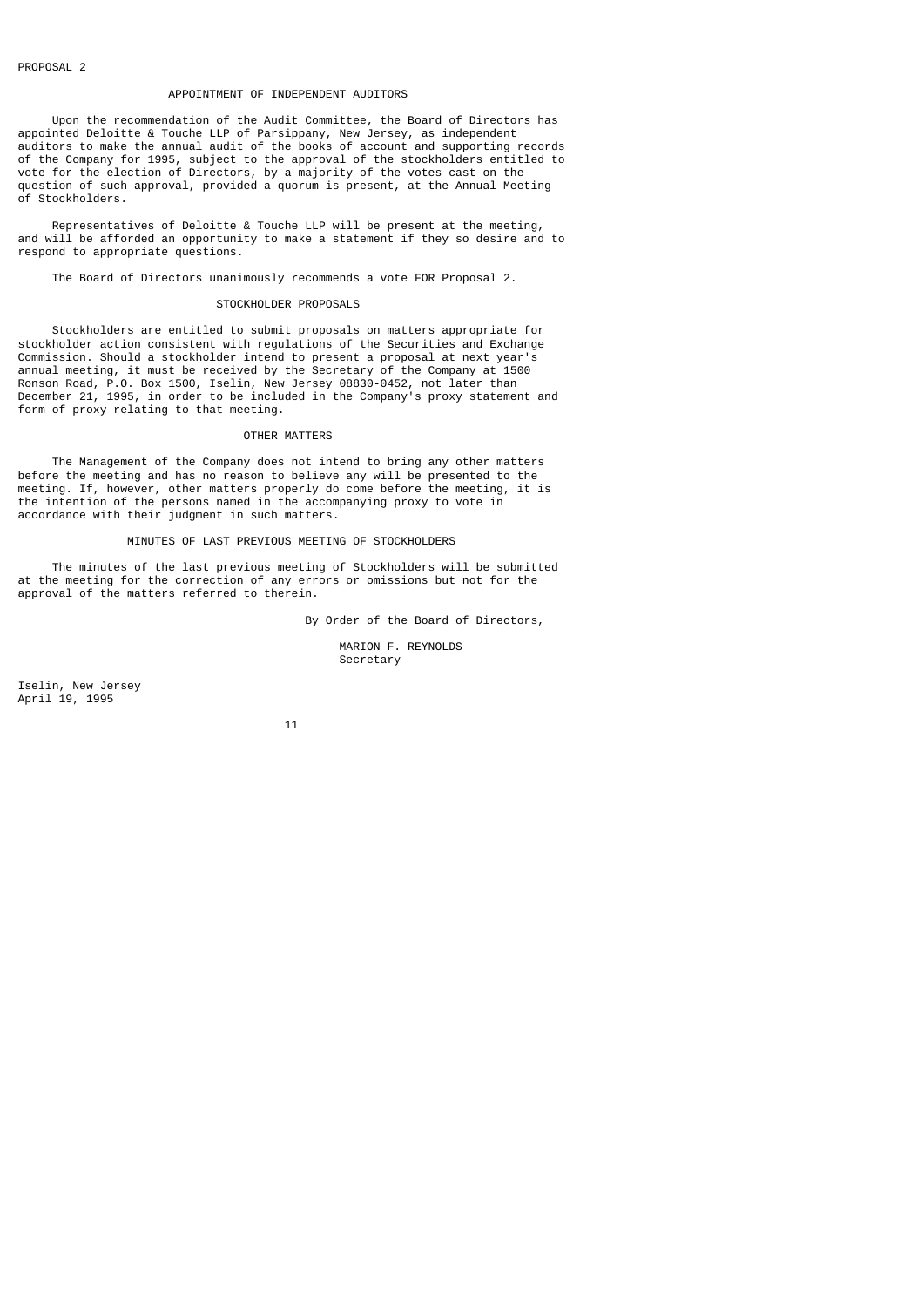PROPOSAL 2

## APPOINTMENT OF INDEPENDENT AUDITORS

Upon the recommendation of the Audit Committee, the Board of Directors has appointed Deloitte & Touche LLP of Parsippany, New Jersey, as independent auditors to make the annual audit of the books of account and supporting records of the Company for 1995, subject to the approval of the stockholders entitled to vote for the election of Directors, by a majority of the votes cast on the question of such approval, provided a quorum is present, at the Annual Meeting of Stockholders.

Representatives of Deloitte & Touche LLP will be present at the meeting, and will be afforded an opportunity to make a statement if they so desire and to respond to appropriate questions.

The Board of Directors unanimously recommends a vote FOR Proposal 2.

## STOCKHOLDER PROPOSALS

Stockholders are entitled to submit proposals on matters appropriate for stockholder action consistent with regulations of the Securities and Exchange Commission. Should a stockholder intend to present a proposal at next year's annual meeting, it must be received by the Secretary of the Company at 1500 Ronson Road, P.O. Box 1500, Iselin, New Jersey 08830-0452, not later than December 21, 1995, in order to be included in the Company's proxy statement and form of proxy relating to that meeting.

## OTHER MATTERS

The Management of the Company does not intend to bring any other matters before the meeting and has no reason to believe any will be presented to the meeting. If, however, other matters properly do come before the meeting, it is the intention of the persons named in the accompanying proxy to vote in accordance with their judgment in such matters.

## MINUTES OF LAST PREVIOUS MEETING OF STOCKHOLDERS

The minutes of the last previous meeting of Stockholders will be submitted at the meeting for the correction of any errors or omissions but not for the approval of the matters referred to therein.

By Order of the Board of Directors,

MARION F. REYNOLDS
Secretary

Iselin, New Jersey
April 19, 1995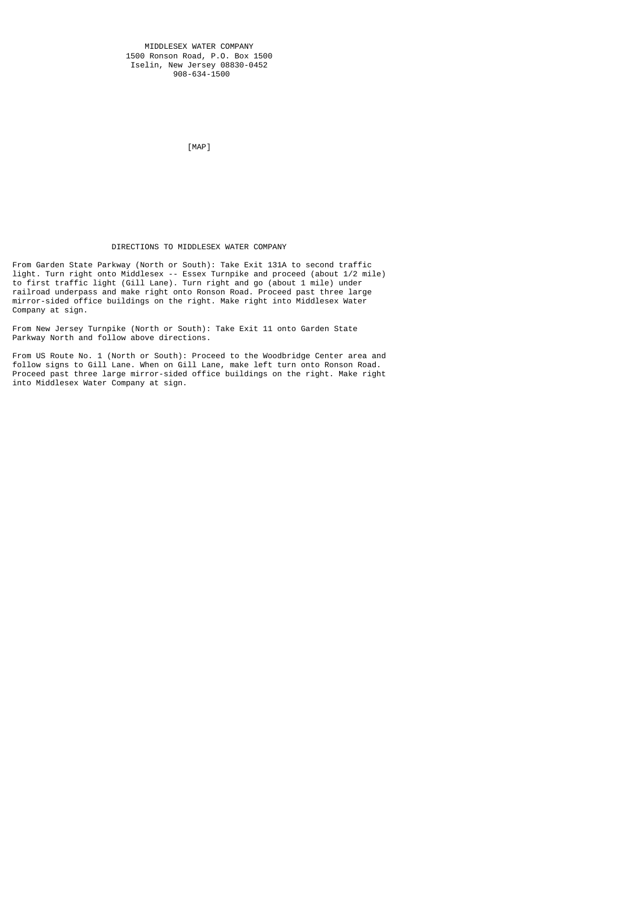MIDDLESEX WATER COMPANY
1500 Ronson Road, P.O. Box 1500
Iselin, New Jersey 08830-0452
908-634-1500

[MAP]

## DIRECTIONS TO MIDDLESEX WATER COMPANY

From Garden State Parkway (North or South): Take Exit 131A to second traffic light. Turn right onto Middlesex -- Essex Turnpike and proceed (about 1/2 mile) to first traffic light (Gill Lane). Turn right and go (about 1 mile) under railroad underpass and make right onto Ronson Road. Proceed past three large mirror-sided office buildings on the right. Make right into Middlesex Water Company at sign.

From New Jersey Turnpike (North or South): Take Exit 11 onto Garden State Parkway North and follow above directions.

From US Route No. 1 (North or South): Proceed to the Woodbridge Center area and follow signs to Gill Lane. When on Gill Lane, make left turn onto Ronson Road. Proceed past three large mirror-sided office buildings on the right. Make right into Middlesex Water Company at sign.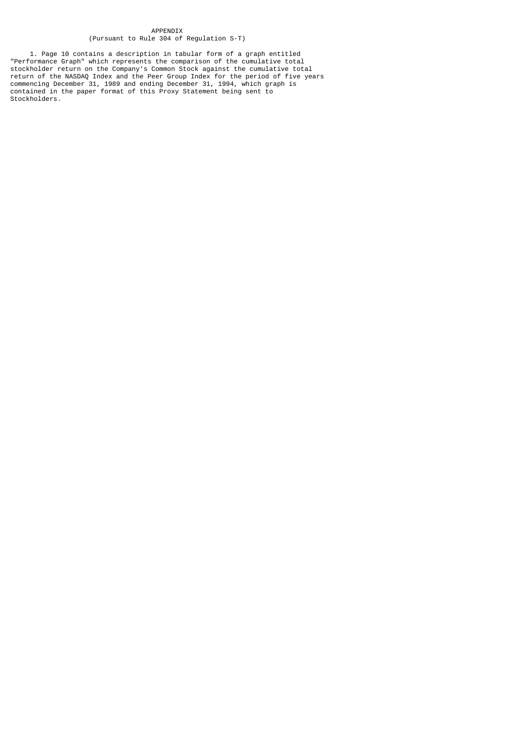# APPENDIX

(Pursuant to Rule 304 of Regulation S-T)

1. Page 10 contains a description in tabular form of a graph entitled "Performance Graph" which represents the comparison of the cumulative total stockholder return on the Company's Common Stock against the cumulative total return of the NASDAQ Index and the Peer Group Index for the period of five years commencing December 31, 1989 and ending December 31, 1994, which graph is contained in the paper format of this Proxy Statement being sent to Stockholders.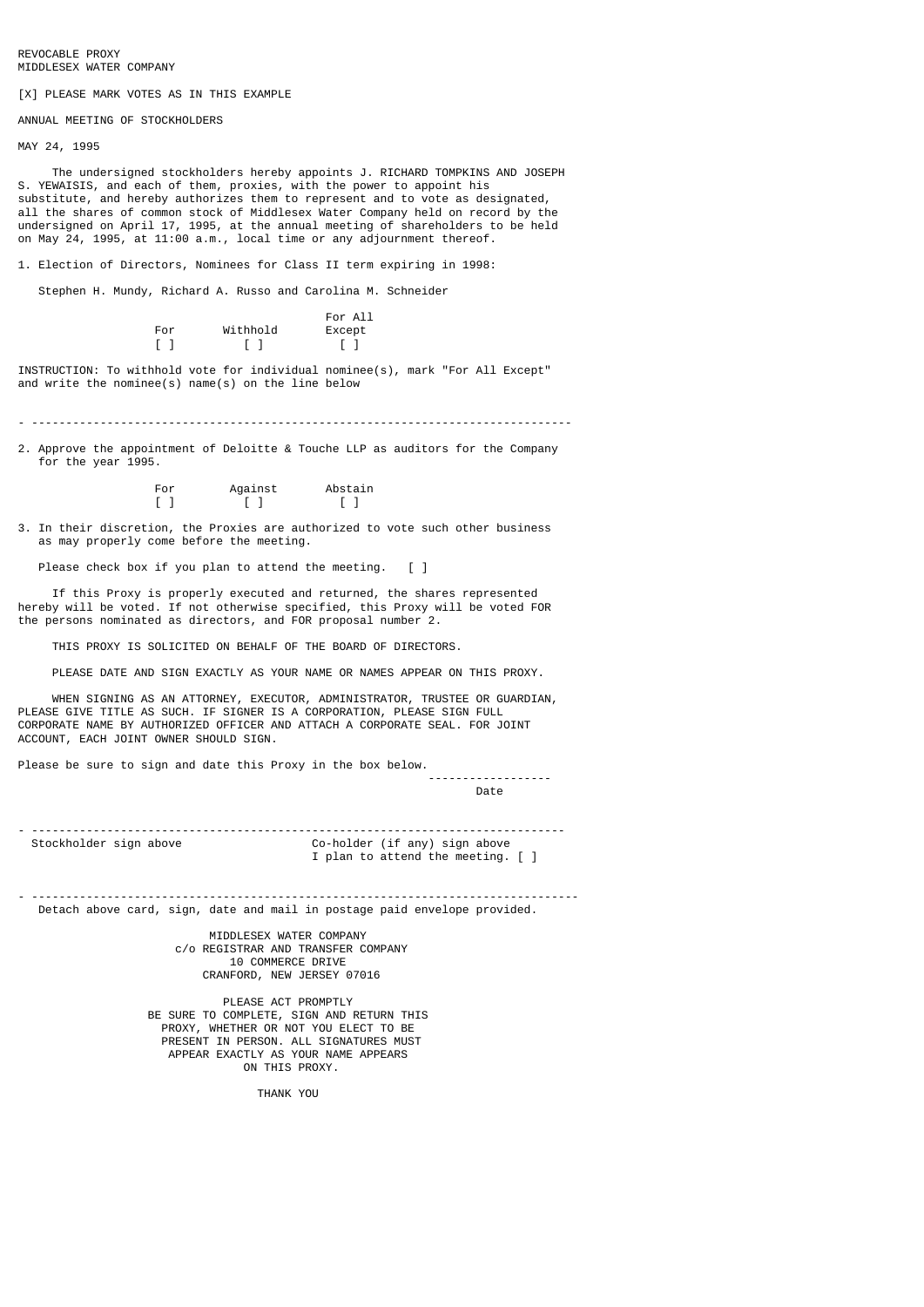REVOCABLE PROXY
MIDDLESEX WATER COMPANY

[X] PLEASE MARK VOTES AS IN THIS EXAMPLE

ANNUAL MEETING OF STOCKHOLDERS

MAY 24, 1995

The undersigned stockholders hereby appoints J. RICHARD TOMPKINS AND JOSEPH S. YEWAISIS, and each of them, proxies, with the power to appoint his substitute, and hereby authorizes them to represent and to vote as designated, all the shares of common stock of Middlesex Water Company held on record by the undersigned on April 17, 1995, at the annual meeting of shareholders to be held on May 24, 1995, at 11:00 a.m., local time or any adjournment thereof.

1. Election of Directors, Nominees for Class II term expiring in 1998:

   Stephen H. Mundy, Richard A. Russo and Carolina M. Schneider

| For | Withhold | For All Except |
|---|---|---|
| [ ] | [ ] | [ ] |

INSTRUCTION: To withhold vote for individual nominee(s), mark "For All Except" and write the nominee(s) name(s) on the line below

---

2. Approve the appointment of Deloitte & Touche LLP as auditors for the Company for the year 1995.

| For | Against | Abstain |
|---|---|---|
| [ ] | [ ] | [ ] |

3. In their discretion, the Proxies are authorized to vote such other business as may properly come before the meeting.

   Please check box if you plan to attend the meeting. [ ]

If this Proxy is properly executed and returned, the shares represented hereby will be voted. If not otherwise specified, this Proxy will be voted FOR the persons nominated as directors, and FOR proposal number 2.

THIS PROXY IS SOLICITED ON BEHALF OF THE BOARD OF DIRECTORS.

PLEASE DATE AND SIGN EXACTLY AS YOUR NAME OR NAMES APPEAR ON THIS PROXY.

WHEN SIGNING AS AN ATTORNEY, EXECUTOR, ADMINISTRATOR, TRUSTEE OR GUARDIAN, PLEASE GIVE TITLE AS SUCH. IF SIGNER IS A CORPORATION, PLEASE SIGN FULL CORPORATE NAME BY AUTHORIZED OFFICER AND ATTACH A CORPORATE SEAL. FOR JOINT ACCOUNT, EACH JOINT OWNER SHOULD SIGN.

Please be sure to sign and date this Proxy in the box below.

Date

---

Stockholder sign above

Co-holder (if any) sign above

I plan to attend the meeting. [ ]

---

Detach above card, sign, date and mail in postage paid envelope provided.

MIDDLESEX WATER COMPANY
c/o REGISTRAR AND TRANSFER COMPANY
10 COMMERCE DRIVE
CRANFORD, NEW JERSEY 07016

PLEASE ACT PROMPTLY
BE SURE TO COMPLETE, SIGN AND RETURN THIS PROXY, WHETHER OR NOT YOU ELECT TO BE PRESENT IN PERSON. ALL SIGNATURES MUST APPEAR EXACTLY AS YOUR NAME APPEARS ON THIS PROXY.

THANK YOU